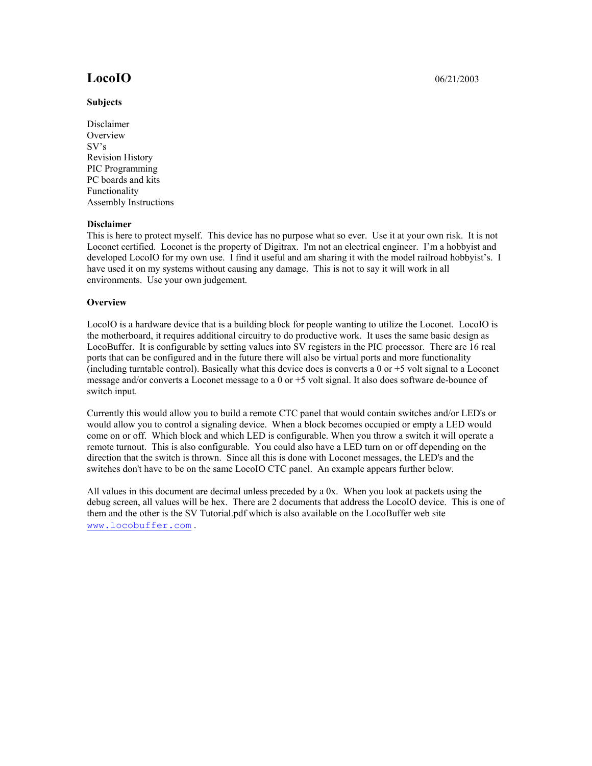# LocoIO

06/21/2003

**Subjects**

Disclaimer
Overview
SV's
Revision History
PIC Programming
PC boards and kits
Functionality
Assembly Instructions

**Disclaimer**

This is here to protect myself. This device has no purpose what so ever. Use it at your own risk. It is not Loconet certified. Loconet is the property of Digitrax. I'm not an electrical engineer. I'm a hobbyist and developed LocoIO for my own use. I find it useful and am sharing it with the model railroad hobbyist's. I have used it on my systems without causing any damage. This is not to say it will work in all environments. Use your own judgement.

**Overview**

LocoIO is a hardware device that is a building block for people wanting to utilize the Loconet. LocoIO is the motherboard, it requires additional circuitry to do productive work. It uses the same basic design as LocoBuffer. It is configurable by setting values into SV registers in the PIC processor. There are 16 real ports that can be configured and in the future there will also be virtual ports and more functionality (including turntable control). Basically what this device does is converts a 0 or +5 volt signal to a Loconet message and/or converts a Loconet message to a 0 or +5 volt signal. It also does software de-bounce of switch input.

Currently this would allow you to build a remote CTC panel that would contain switches and/or LED's or would allow you to control a signaling device. When a block becomes occupied or empty a LED would come on or off. Which block and which LED is configurable. When you throw a switch it will operate a remote turnout. This is also configurable. You could also have a LED turn on or off depending on the direction that the switch is thrown. Since all this is done with Loconet messages, the LED's and the switches don't have to be on the same LocoIO CTC panel. An example appears further below.

All values in this document are decimal unless preceded by a 0x. When you look at packets using the debug screen, all values will be hex. There are 2 documents that address the LocoIO device. This is one of them and the other is the SV Tutorial.pdf which is also available on the LocoBuffer web site www.locobuffer.com .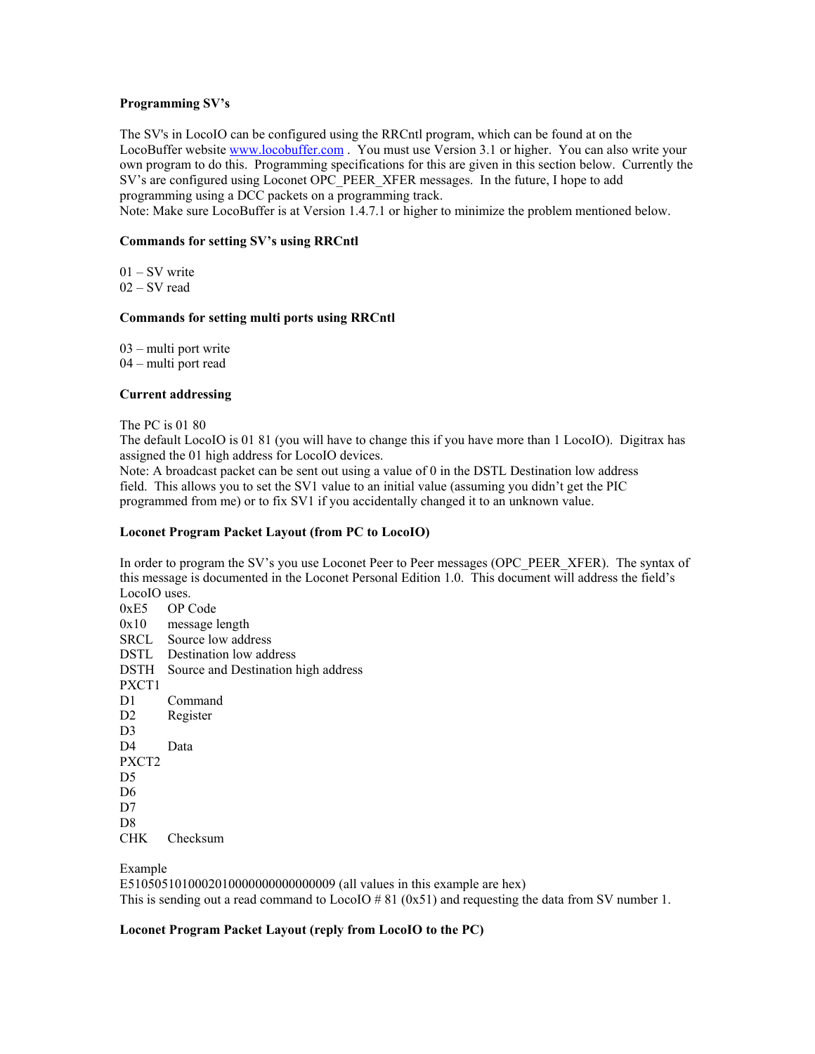### Programming SV's

The SV's in LocoIO can be configured using the RRCntl program, which can be found at on the LocoBuffer website www.locobuffer.com . You must use Version 3.1 or higher. You can also write your own program to do this. Programming specifications for this are given in this section below. Currently the SV's are configured using Loconet OPC_PEER_XFER messages. In the future, I hope to add programming using a DCC packets on a programming track.
Note: Make sure LocoBuffer is at Version 1.4.7.1 or higher to minimize the problem mentioned below.

### Commands for setting SV's using RRCntl

01 – SV write
02 – SV read

### Commands for setting multi ports using RRCntl

03 – multi port write
04 – multi port read

### Current addressing

The PC is 01 80
The default LocoIO is 01 81 (you will have to change this if you have more than 1 LocoIO). Digitrax has assigned the 01 high address for LocoIO devices.
Note: A broadcast packet can be sent out using a value of 0 in the DSTL Destination low address field. This allows you to set the SV1 value to an initial value (assuming you didn't get the PIC programmed from me) or to fix SV1 if you accidentally changed it to an unknown value.

### Loconet Program Packet Layout (from PC to LocoIO)

In order to program the SV's you use Loconet Peer to Peer messages (OPC_PEER_XFER). The syntax of this message is documented in the Loconet Personal Edition 1.0. This document will address the field's LocoIO uses.

0xE5 OP Code
0x10 message length
SRCL Source low address
DSTL Destination low address
DSTH Source and Destination high address
PXCT1
D1 Command
D2 Register
D3
D4 Data
PXCT2
D5
D6
D7
D8
CHK Checksum

Example
E5105051010002010000000000000009 (all values in this example are hex)
This is sending out a read command to LocoIO # 81 (0x51) and requesting the data from SV number 1.

### Loconet Program Packet Layout (reply from LocoIO to the PC)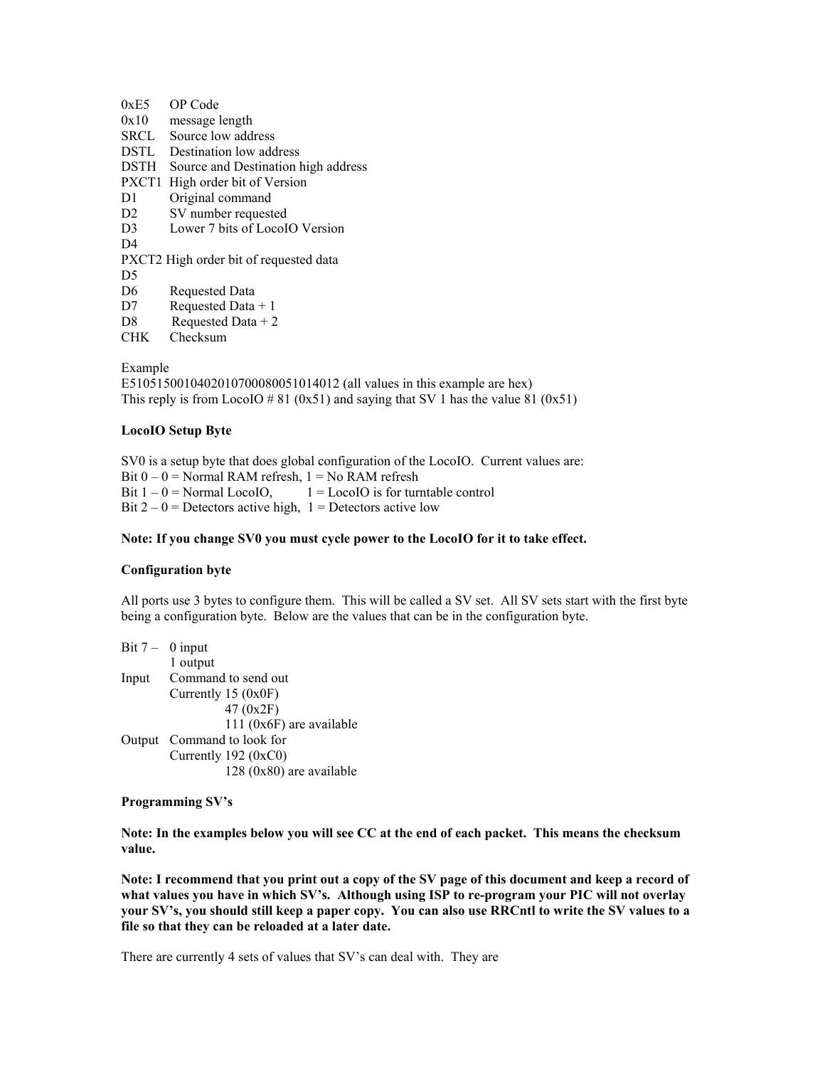| | |
|---|---|
| 0xE5 | OP Code |
| 0x10 | message length |
| SRCL | Source low address |
| DSTL | Destination low address |
| DSTH | Source and Destination high address |
| PXCT1 | High order bit of Version |
| D1 | Original command |
| D2 | SV number requested |
| D3 | Lower 7 bits of LocoIO Version |
| D4 | |
| PXCT2 | High order bit of requested data |
| D5 | |
| D6 | Requested Data |
| D7 | Requested Data + 1 |
| D8 | Requested Data + 2 |
| CHK | Checksum |

Example
E5105150010402010700080051014012 (all values in this example are hex)
This reply is from LocoIO # 81 (0x51) and saying that SV 1 has the value 81 (0x51)

**LocoIO Setup Byte**

SV0 is a setup byte that does global configuration of the LocoIO. Current values are:
Bit 0 – 0 = Normal RAM refresh, 1 = No RAM refresh
Bit 1 – 0 = Normal LocoIO, 1 = LocoIO is for turntable control
Bit 2 – 0 = Detectors active high, 1 = Detectors active low

**Note: If you change SV0 you must cycle power to the LocoIO for it to take effect.**

**Configuration byte**

All ports use 3 bytes to configure them. This will be called a SV set. All SV sets start with the first byte being a configuration byte. Below are the values that can be in the configuration byte.

Bit 7 – 0 input
1 output

Input Command to send out
Currently 15 (0x0F)
47 (0x2F)
111 (0x6F) are available

Output Command to look for
Currently 192 (0xC0)
128 (0x80) are available

**Programming SV's**

**Note: In the examples below you will see CC at the end of each packet. This means the checksum value.**

**Note: I recommend that you print out a copy of the SV page of this document and keep a record of what values you have in which SV's. Although using ISP to re-program your PIC will not overlay your SV's, you should still keep a paper copy. You can also use RRCntl to write the SV values to a file so that they can be reloaded at a later date.**

There are currently 4 sets of values that SV's can deal with. They are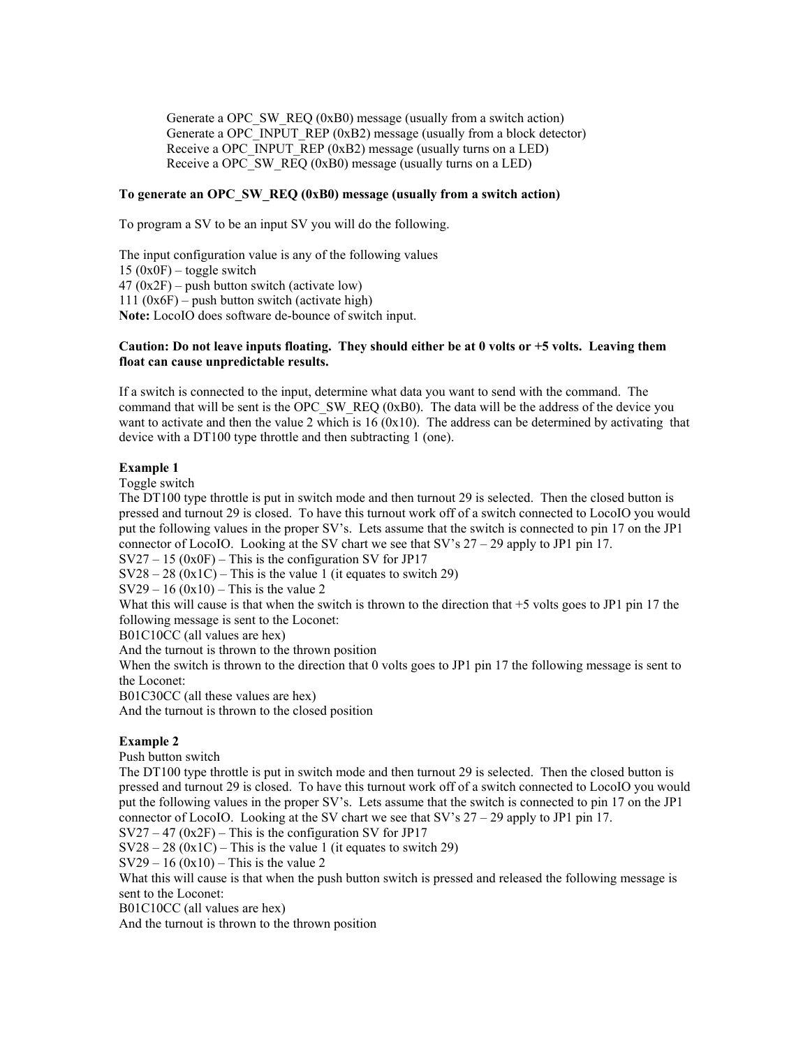Generate a OPC_SW_REQ (0xB0) message (usually from a switch action)
Generate a OPC_INPUT_REP (0xB2) message (usually from a block detector)
Receive a OPC_INPUT_REP (0xB2) message (usually turns on a LED)
Receive a OPC_SW_REQ (0xB0) message (usually turns on a LED)

**To generate an OPC_SW_REQ (0xB0) message (usually from a switch action)**

To program a SV to be an input SV you will do the following.

The input configuration value is any of the following values
15 (0x0F) – toggle switch
47 (0x2F) – push button switch (activate low)
111 (0x6F) – push button switch (activate high)
**Note:** LocoIO does software de-bounce of switch input.

**Caution: Do not leave inputs floating. They should either be at 0 volts or +5 volts. Leaving them float can cause unpredictable results.**

If a switch is connected to the input, determine what data you want to send with the command. The command that will be sent is the OPC_SW_REQ (0xB0). The data will be the address of the device you want to activate and then the value 2 which is 16 (0x10). The address can be determined by activating that device with a DT100 type throttle and then subtracting 1 (one).

**Example 1**
Toggle switch
The DT100 type throttle is put in switch mode and then turnout 29 is selected. Then the closed button is pressed and turnout 29 is closed. To have this turnout work off of a switch connected to LocoIO you would put the following values in the proper SV's. Lets assume that the switch is connected to pin 17 on the JP1 connector of LocoIO. Looking at the SV chart we see that SV's 27 – 29 apply to JP1 pin 17.
SV27 – 15 (0x0F) – This is the configuration SV for JP17
SV28 – 28 (0x1C) – This is the value 1 (it equates to switch 29)
SV29 – 16 (0x10) – This is the value 2
What this will cause is that when the switch is thrown to the direction that +5 volts goes to JP1 pin 17 the following message is sent to the Loconet:
B01C10CC (all values are hex)
And the turnout is thrown to the thrown position
When the switch is thrown to the direction that 0 volts goes to JP1 pin 17 the following message is sent to the Loconet:
B01C30CC (all these values are hex)
And the turnout is thrown to the closed position

**Example 2**
Push button switch
The DT100 type throttle is put in switch mode and then turnout 29 is selected. Then the closed button is pressed and turnout 29 is closed. To have this turnout work off of a switch connected to LocoIO you would put the following values in the proper SV's. Lets assume that the switch is connected to pin 17 on the JP1 connector of LocoIO. Looking at the SV chart we see that SV's 27 – 29 apply to JP1 pin 17.
SV27 – 47 (0x2F) – This is the configuration SV for JP17
SV28 – 28 (0x1C) – This is the value 1 (it equates to switch 29)
SV29 – 16 (0x10) – This is the value 2
What this will cause is that when the push button switch is pressed and released the following message is sent to the Loconet:
B01C10CC (all values are hex)
And the turnout is thrown to the thrown position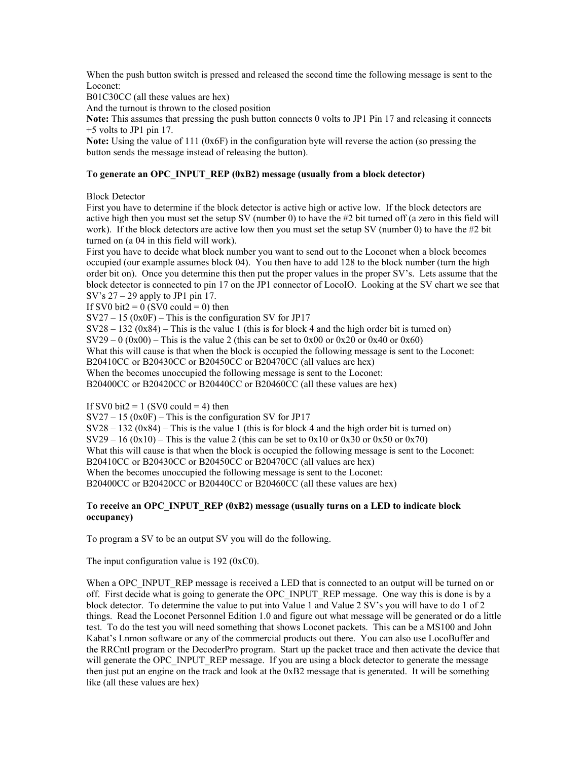When the push button switch is pressed and released the second time the following message is sent to the Loconet:
B01C30CC (all these values are hex)
And the turnout is thrown to the closed position
**Note:** This assumes that pressing the push button connects 0 volts to JP1 Pin 17 and releasing it connects +5 volts to JP1 pin 17.
**Note:** Using the value of 111 (0x6F) in the configuration byte will reverse the action (so pressing the button sends the message instead of releasing the button).

**To generate an OPC_INPUT_REP (0xB2) message (usually from a block detector)**

Block Detector
First you have to determine if the block detector is active high or active low. If the block detectors are active high then you must set the setup SV (number 0) to have the #2 bit turned off (a zero in this field will work). If the block detectors are active low then you must set the setup SV (number 0) to have the #2 bit turned on (a 04 in this field will work).
First you have to decide what block number you want to send out to the Loconet when a block becomes occupied (our example assumes block 04). You then have to add 128 to the block number (turn the high order bit on). Once you determine this then put the proper values in the proper SV's. Lets assume that the block detector is connected to pin 17 on the JP1 connector of LocoIO. Looking at the SV chart we see that SV's 27 – 29 apply to JP1 pin 17.
If SV0 bit2 = 0 (SV0 could = 0) then
SV27 – 15 (0x0F) – This is the configuration SV for JP17
SV28 – 132 (0x84) – This is the value 1 (this is for block 4 and the high order bit is turned on)
SV29 – 0 (0x00) – This is the value 2 (this can be set to 0x00 or 0x20 or 0x40 or 0x60)
What this will cause is that when the block is occupied the following message is sent to the Loconet:
B20410CC or B20430CC or B20450CC or B20470CC (all values are hex)
When the becomes unoccupied the following message is sent to the Loconet:
B20400CC or B20420CC or B20440CC or B20460CC (all these values are hex)

If SV0 bit2 = 1 (SV0 could = 4) then
SV27 – 15 (0x0F) – This is the configuration SV for JP17
SV28 – 132 (0x84) – This is the value 1 (this is for block 4 and the high order bit is turned on)
SV29 – 16 (0x10) – This is the value 2 (this can be set to 0x10 or 0x30 or 0x50 or 0x70)
What this will cause is that when the block is occupied the following message is sent to the Loconet:
B20410CC or B20430CC or B20450CC or B20470CC (all values are hex)
When the becomes unoccupied the following message is sent to the Loconet:
B20400CC or B20420CC or B20440CC or B20460CC (all these values are hex)

**To receive an OPC_INPUT_REP (0xB2) message (usually turns on a LED to indicate block occupancy)**

To program a SV to be an output SV you will do the following.

The input configuration value is 192 (0xC0).

When a OPC_INPUT_REP message is received a LED that is connected to an output will be turned on or off. First decide what is going to generate the OPC_INPUT_REP message. One way this is done is by a block detector. To determine the value to put into Value 1 and Value 2 SV's you will have to do 1 of 2 things. Read the Loconet Personnel Edition 1.0 and figure out what message will be generated or do a little test. To do the test you will need something that shows Loconet packets. This can be a MS100 and John Kabat's Lnmon software or any of the commercial products out there. You can also use LocoBuffer and the RRCntl program or the DecoderPro program. Start up the packet trace and then activate the device that will generate the OPC_INPUT_REP message. If you are using a block detector to generate the message then just put an engine on the track and look at the 0xB2 message that is generated. It will be something like (all these values are hex)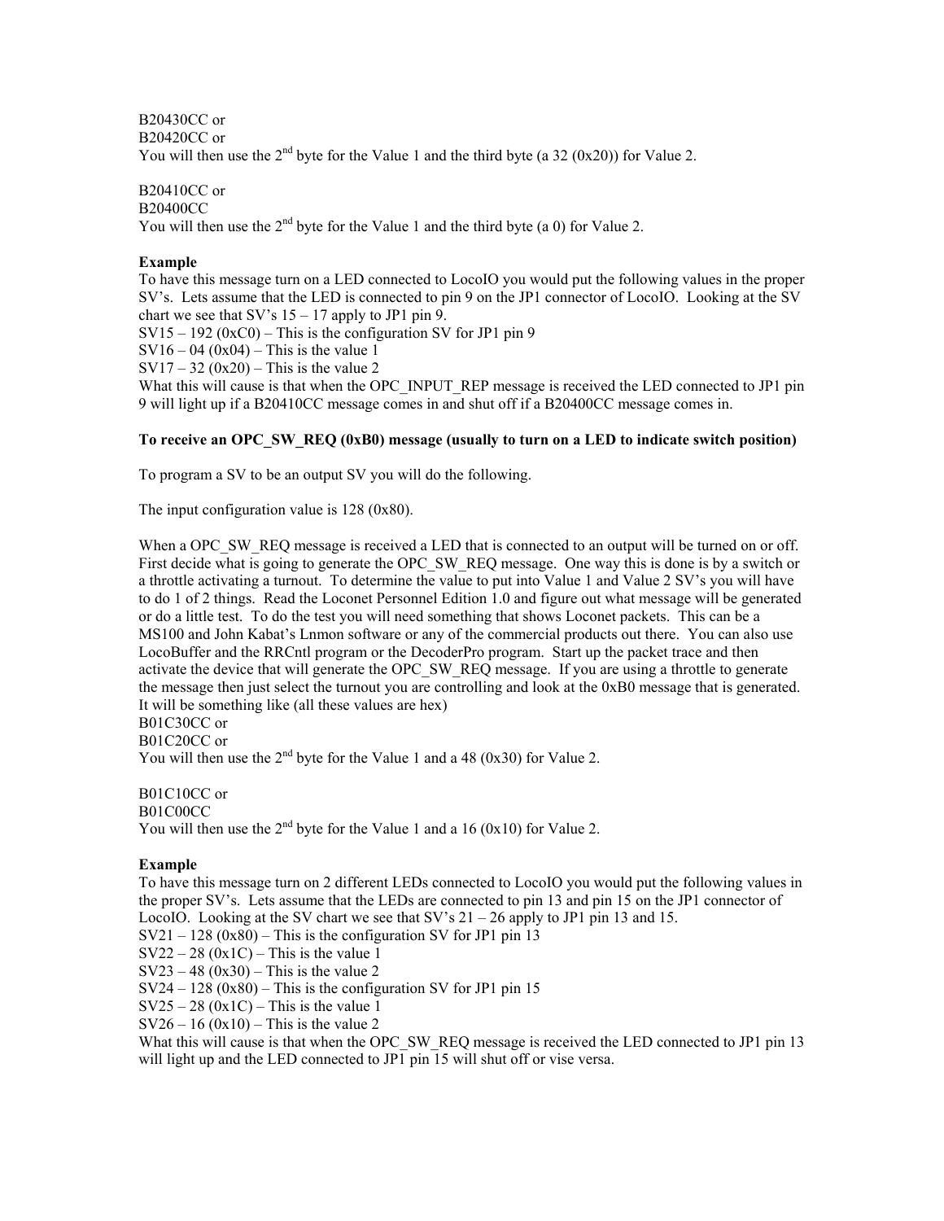B20430CC or  
B20420CC or  
You will then use the 2nd byte for the Value 1 and the third byte (a 32 (0x20)) for Value 2.

B20410CC or  
B20400CC  
You will then use the 2nd byte for the Value 1 and the third byte (a 0) for Value 2.

**Example**  
To have this message turn on a LED connected to LocoIO you would put the following values in the proper SV's. Lets assume that the LED is connected to pin 9 on the JP1 connector of LocoIO. Looking at the SV chart we see that SV's 15 – 17 apply to JP1 pin 9.  
SV15 – 192 (0xC0) – This is the configuration SV for JP1 pin 9  
SV16 – 04 (0x04) – This is the value 1  
SV17 – 32 (0x20) – This is the value 2  
What this will cause is that when the OPC_INPUT_REP message is received the LED connected to JP1 pin 9 will light up if a B20410CC message comes in and shut off if a B20400CC message comes in.

**To receive an OPC_SW_REQ (0xB0) message (usually to turn on a LED to indicate switch position)**

To program a SV to be an output SV you will do the following.

The input configuration value is 128 (0x80).

When a OPC_SW_REQ message is received a LED that is connected to an output will be turned on or off. First decide what is going to generate the OPC_SW_REQ message. One way this is done is by a switch or a throttle activating a turnout. To determine the value to put into Value 1 and Value 2 SV's you will have to do 1 of 2 things. Read the Loconet Personnel Edition 1.0 and figure out what message will be generated or do a little test. To do the test you will need something that shows Loconet packets. This can be a MS100 and John Kabat's Lnmon software or any of the commercial products out there. You can also use LocoBuffer and the RRCntl program or the DecoderPro program. Start up the packet trace and then activate the device that will generate the OPC_SW_REQ message. If you are using a throttle to generate the message then just select the turnout you are controlling and look at the 0xB0 message that is generated. It will be something like (all these values are hex)  
B01C30CC or  
B01C20CC or  
You will then use the 2nd byte for the Value 1 and a 48 (0x30) for Value 2.

B01C10CC or  
B01C00CC  
You will then use the 2nd byte for the Value 1 and a 16 (0x10) for Value 2.

**Example**  
To have this message turn on 2 different LEDs connected to LocoIO you would put the following values in the proper SV's. Lets assume that the LEDs are connected to pin 13 and pin 15 on the JP1 connector of LocoIO. Looking at the SV chart we see that SV's 21 – 26 apply to JP1 pin 13 and 15.  
SV21 – 128 (0x80) – This is the configuration SV for JP1 pin 13  
SV22 – 28 (0x1C) – This is the value 1  
SV23 – 48 (0x30) – This is the value 2  
SV24 – 128 (0x80) – This is the configuration SV for JP1 pin 15  
SV25 – 28 (0x1C) – This is the value 1  
SV26 – 16 (0x10) – This is the value 2  
What this will cause is that when the OPC_SW_REQ message is received the LED connected to JP1 pin 13 will light up and the LED connected to JP1 pin 15 will shut off or vise versa.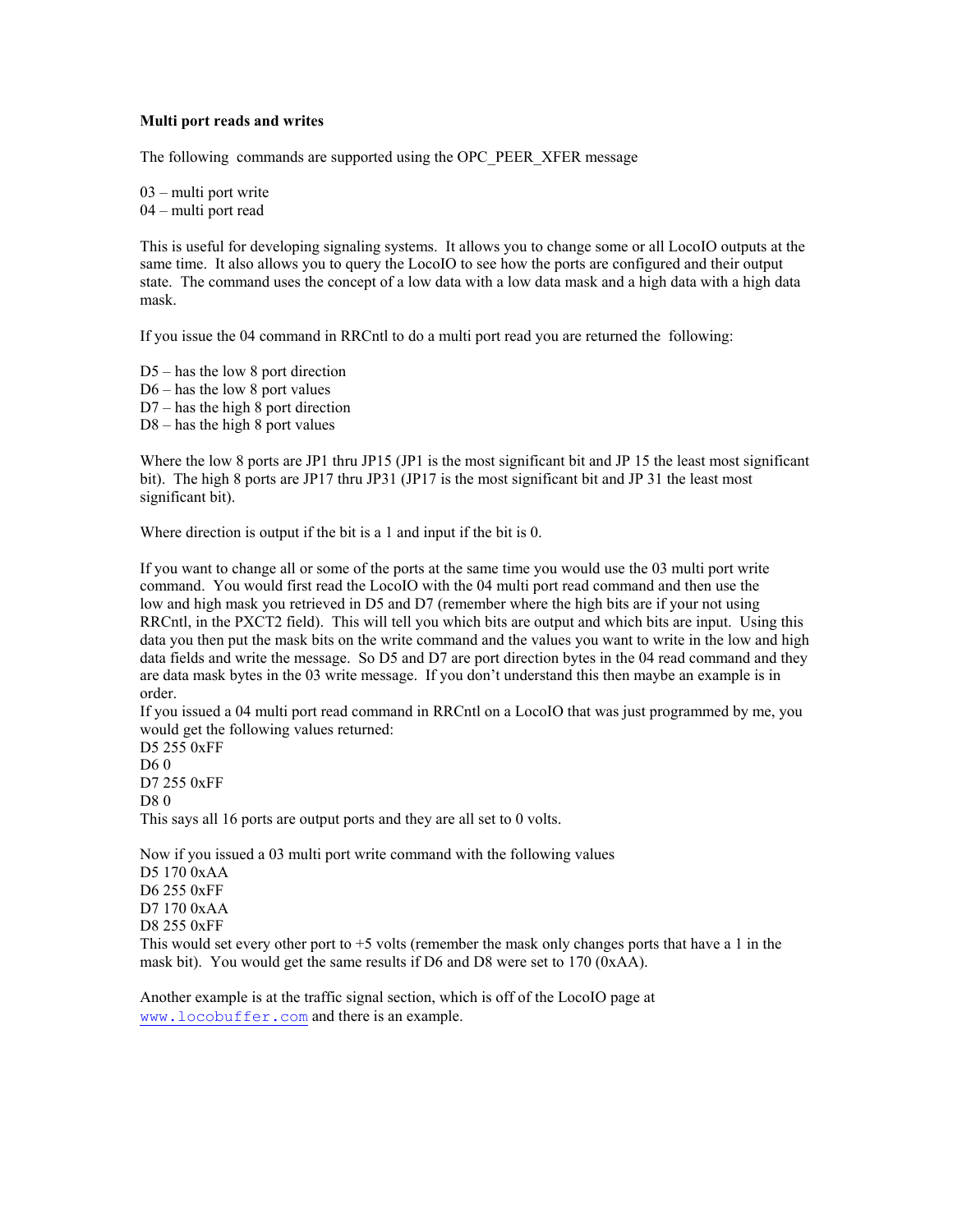**Multi port reads and writes**

The following commands are supported using the OPC_PEER_XFER message

03 – multi port write
04 – multi port read

This is useful for developing signaling systems. It allows you to change some or all LocoIO outputs at the same time. It also allows you to query the LocoIO to see how the ports are configured and their output state. The command uses the concept of a low data with a low data mask and a high data with a high data mask.

If you issue the 04 command in RRCntl to do a multi port read you are returned the following:

D5 – has the low 8 port direction
D6 – has the low 8 port values
D7 – has the high 8 port direction
D8 – has the high 8 port values

Where the low 8 ports are JP1 thru JP15 (JP1 is the most significant bit and JP 15 the least most significant bit). The high 8 ports are JP17 thru JP31 (JP17 is the most significant bit and JP 31 the least most significant bit).

Where direction is output if the bit is a 1 and input if the bit is 0.

If you want to change all or some of the ports at the same time you would use the 03 multi port write command. You would first read the LocoIO with the 04 multi port read command and then use the low and high mask you retrieved in D5 and D7 (remember where the high bits are if your not using RRCntl, in the PXCT2 field). This will tell you which bits are output and which bits are input. Using this data you then put the mask bits on the write command and the values you want to write in the low and high data fields and write the message. So D5 and D7 are port direction bytes in the 04 read command and they are data mask bytes in the 03 write message. If you don't understand this then maybe an example is in order.
If you issued a 04 multi port read command in RRCntl on a LocoIO that was just programmed by me, you would get the following values returned:
D5 255 0xFF
D6 0
D7 255 0xFF
D8 0
This says all 16 ports are output ports and they are all set to 0 volts.

Now if you issued a 03 multi port write command with the following values
D5 170 0xAA
D6 255 0xFF
D7 170 0xAA
D8 255 0xFF
This would set every other port to +5 volts (remember the mask only changes ports that have a 1 in the mask bit). You would get the same results if D6 and D8 were set to 170 (0xAA).

Another example is at the traffic signal section, which is off of the LocoIO page at www.locobuffer.com and there is an example.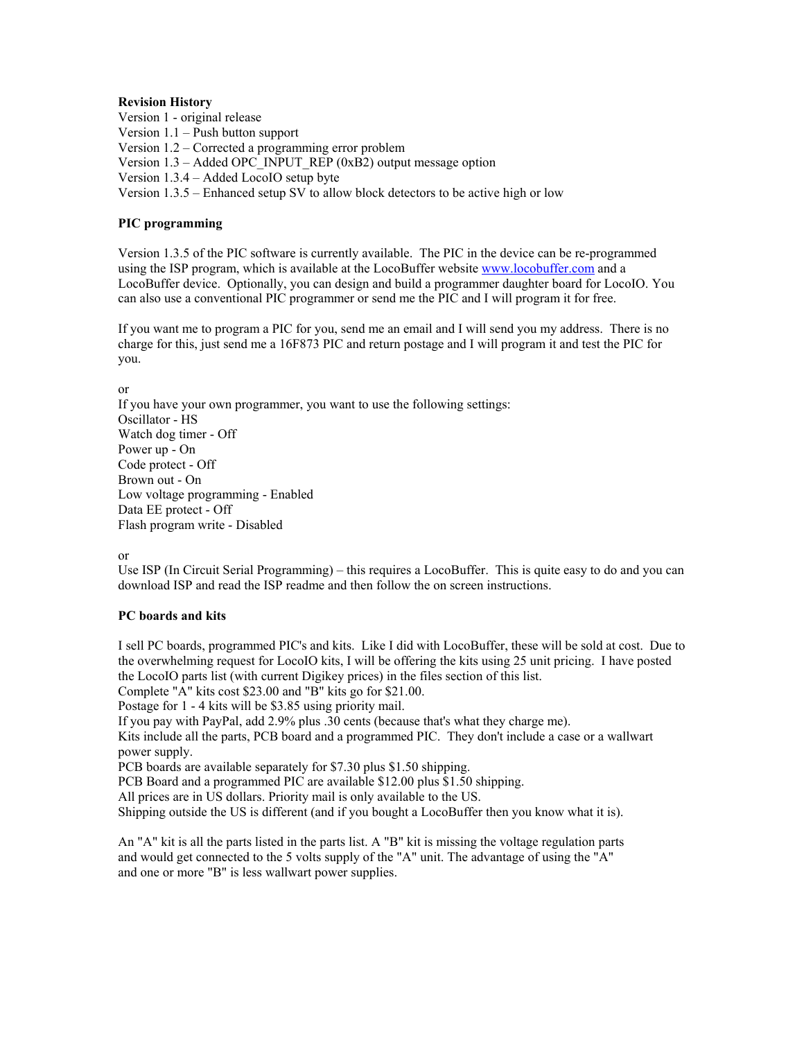**Revision History**

Version 1 - original release
Version 1.1 – Push button support
Version 1.2 – Corrected a programming error problem
Version 1.3 – Added OPC_INPUT_REP (0xB2) output message option
Version 1.3.4 – Added LocoIO setup byte
Version 1.3.5 – Enhanced setup SV to allow block detectors to be active high or low

**PIC programming**

Version 1.3.5 of the PIC software is currently available. The PIC in the device can be re-programmed using the ISP program, which is available at the LocoBuffer website [www.locobuffer.com](http://www.locobuffer.com) and a LocoBuffer device. Optionally, you can design and build a programmer daughter board for LocoIO. You can also use a conventional PIC programmer or send me the PIC and I will program it for free.

If you want me to program a PIC for you, send me an email and I will send you my address. There is no charge for this, just send me a 16F873 PIC and return postage and I will program it and test the PIC for you.

or
If you have your own programmer, you want to use the following settings:
Oscillator - HS
Watch dog timer - Off
Power up - On
Code protect - Off
Brown out - On
Low voltage programming - Enabled
Data EE protect - Off
Flash program write - Disabled

or
Use ISP (In Circuit Serial Programming) – this requires a LocoBuffer. This is quite easy to do and you can download ISP and read the ISP readme and then follow the on screen instructions.

**PC boards and kits**

I sell PC boards, programmed PIC's and kits. Like I did with LocoBuffer, these will be sold at cost. Due to the overwhelming request for LocoIO kits, I will be offering the kits using 25 unit pricing. I have posted the LocoIO parts list (with current Digikey prices) in the files section of this list.
Complete "A" kits cost $23.00 and "B" kits go for $21.00.
Postage for 1 - 4 kits will be $3.85 using priority mail.
If you pay with PayPal, add 2.9% plus .30 cents (because that's what they charge me).
Kits include all the parts, PCB board and a programmed PIC. They don't include a case or a wallwart power supply.
PCB boards are available separately for $7.30 plus $1.50 shipping.
PCB Board and a programmed PIC are available $12.00 plus $1.50 shipping.
All prices are in US dollars. Priority mail is only available to the US.
Shipping outside the US is different (and if you bought a LocoBuffer then you know what it is).

An "A" kit is all the parts listed in the parts list. A "B" kit is missing the voltage regulation parts and would get connected to the 5 volts supply of the "A" unit. The advantage of using the "A" and one or more "B" is less wallwart power supplies.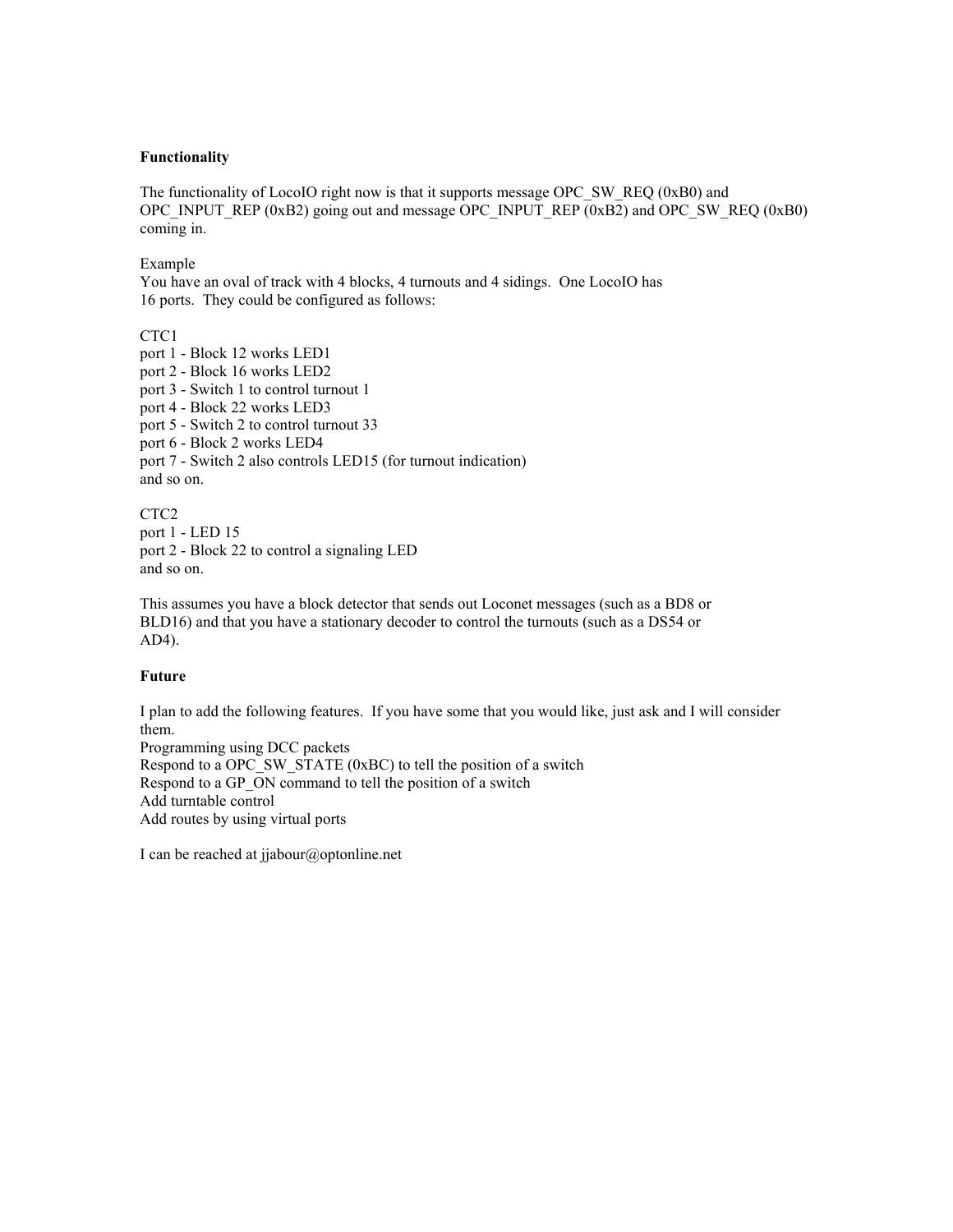**Functionality**

The functionality of LocoIO right now is that it supports message OPC_SW_REQ (0xB0) and OPC_INPUT_REP (0xB2) going out and message OPC_INPUT_REP (0xB2) and OPC_SW_REQ (0xB0) coming in.

Example
You have an oval of track with 4 blocks, 4 turnouts and 4 sidings. One LocoIO has 16 ports. They could be configured as follows:

CTC1
port 1 - Block 12 works LED1
port 2 - Block 16 works LED2
port 3 - Switch 1 to control turnout 1
port 4 - Block 22 works LED3
port 5 - Switch 2 to control turnout 33
port 6 - Block 2 works LED4
port 7 - Switch 2 also controls LED15 (for turnout indication)
and so on.

CTC2
port 1 - LED 15
port 2 - Block 22 to control a signaling LED
and so on.

This assumes you have a block detector that sends out Loconet messages (such as a BD8 or BLD16) and that you have a stationary decoder to control the turnouts (such as a DS54 or AD4).

**Future**

I plan to add the following features. If you have some that you would like, just ask and I will consider them.
Programming using DCC packets
Respond to a OPC_SW_STATE (0xBC) to tell the position of a switch
Respond to a GP_ON command to tell the position of a switch
Add turntable control
Add routes by using virtual ports

I can be reached at jjabour@optonline.net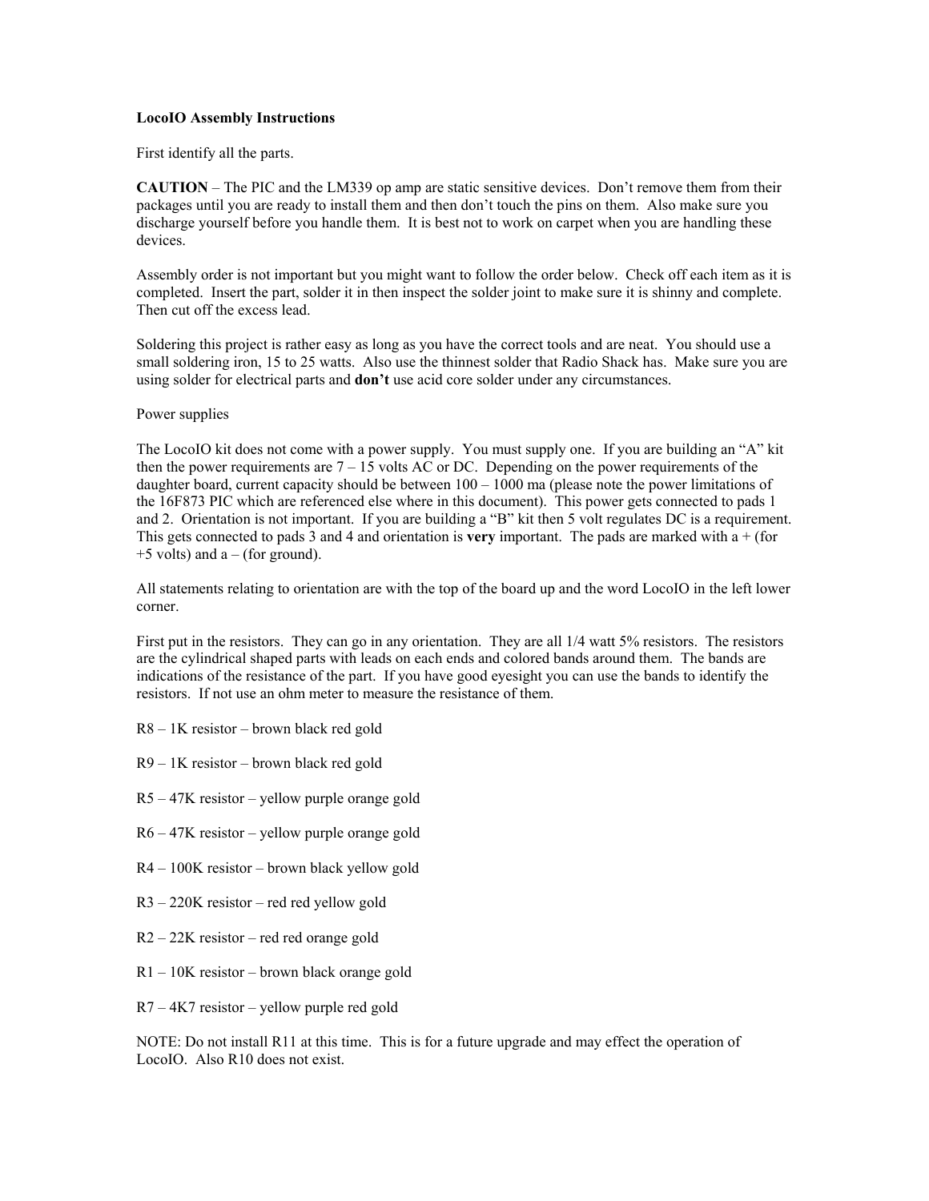**LocoIO Assembly Instructions**

First identify all the parts.

**CAUTION** – The PIC and the LM339 op amp are static sensitive devices. Don't remove them from their packages until you are ready to install them and then don't touch the pins on them. Also make sure you discharge yourself before you handle them. It is best not to work on carpet when you are handling these devices.

Assembly order is not important but you might want to follow the order below. Check off each item as it is completed. Insert the part, solder it in then inspect the solder joint to make sure it is shinny and complete. Then cut off the excess lead.

Soldering this project is rather easy as long as you have the correct tools and are neat. You should use a small soldering iron, 15 to 25 watts. Also use the thinnest solder that Radio Shack has. Make sure you are using solder for electrical parts and **don't** use acid core solder under any circumstances.

Power supplies

The LocoIO kit does not come with a power supply. You must supply one. If you are building an "A" kit then the power requirements are 7 – 15 volts AC or DC. Depending on the power requirements of the daughter board, current capacity should be between 100 – 1000 ma (please note the power limitations of the 16F873 PIC which are referenced else where in this document). This power gets connected to pads 1 and 2. Orientation is not important. If you are building a "B" kit then 5 volt regulates DC is a requirement. This gets connected to pads 3 and 4 and orientation is **very** important. The pads are marked with a + (for +5 volts) and a – (for ground).

All statements relating to orientation are with the top of the board up and the word LocoIO in the left lower corner.

First put in the resistors. They can go in any orientation. They are all 1/4 watt 5% resistors. The resistors are the cylindrical shaped parts with leads on each ends and colored bands around them. The bands are indications of the resistance of the part. If you have good eyesight you can use the bands to identify the resistors. If not use an ohm meter to measure the resistance of them.

R8 – 1K resistor – brown black red gold

R9 – 1K resistor – brown black red gold

R5 – 47K resistor – yellow purple orange gold

R6 – 47K resistor – yellow purple orange gold

R4 – 100K resistor – brown black yellow gold

R3 – 220K resistor – red red yellow gold

R2 – 22K resistor – red red orange gold

R1 – 10K resistor – brown black orange gold

R7 – 4K7 resistor – yellow purple red gold

NOTE: Do not install R11 at this time. This is for a future upgrade and may effect the operation of LocoIO. Also R10 does not exist.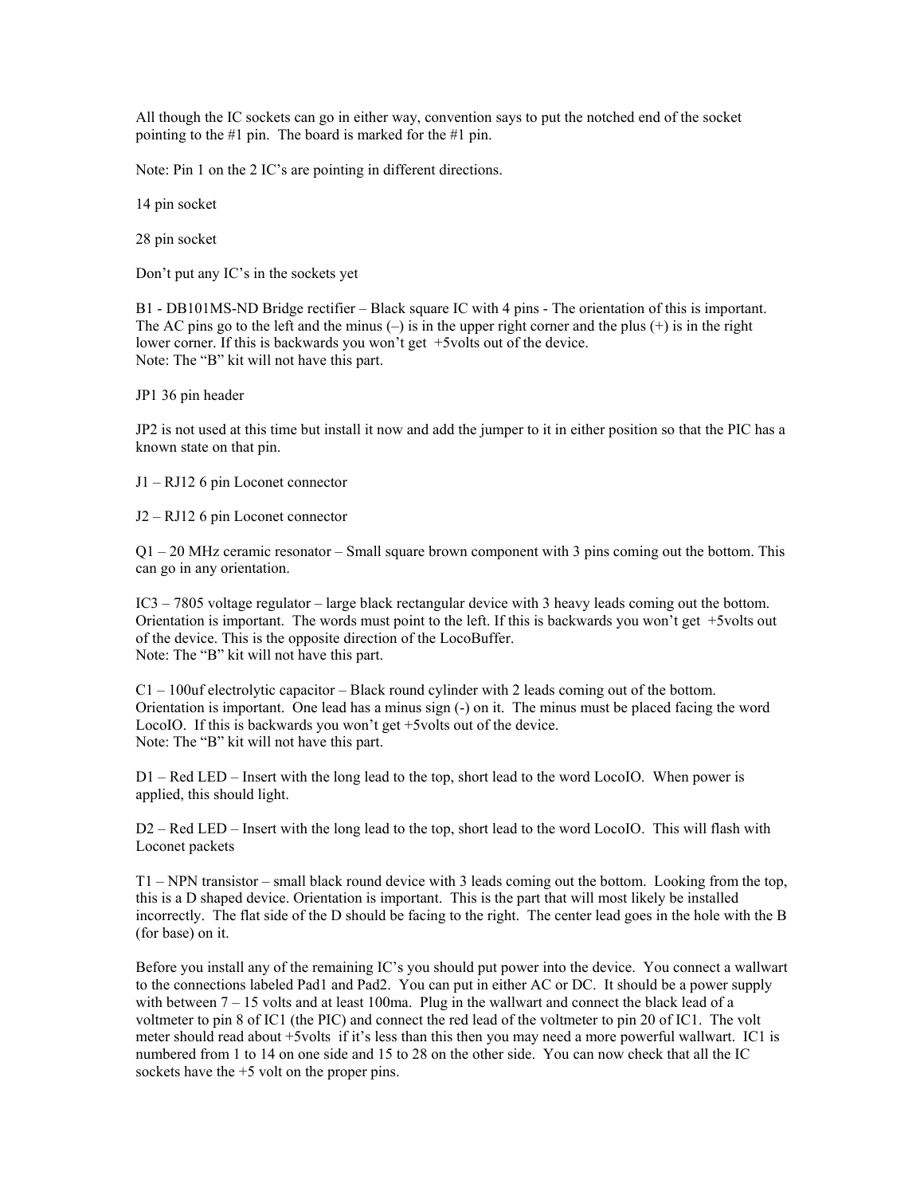All though the IC sockets can go in either way, convention says to put the notched end of the socket pointing to the #1 pin. The board is marked for the #1 pin.

Note: Pin 1 on the 2 IC's are pointing in different directions.

14 pin socket

28 pin socket

Don't put any IC's in the sockets yet

B1 - DB101MS-ND Bridge rectifier – Black square IC with 4 pins - The orientation of this is important. The AC pins go to the left and the minus (–) is in the upper right corner and the plus (+) is in the right lower corner. If this is backwards you won't get +5volts out of the device.
Note: The "B" kit will not have this part.

JP1 36 pin header

JP2 is not used at this time but install it now and add the jumper to it in either position so that the PIC has a known state on that pin.

J1 – RJ12 6 pin Loconet connector

J2 – RJ12 6 pin Loconet connector

Q1 – 20 MHz ceramic resonator – Small square brown component with 3 pins coming out the bottom. This can go in any orientation.

IC3 – 7805 voltage regulator – large black rectangular device with 3 heavy leads coming out the bottom. Orientation is important. The words must point to the left. If this is backwards you won't get +5volts out of the device. This is the opposite direction of the LocoBuffer.
Note: The "B" kit will not have this part.

C1 – 100uf electrolytic capacitor – Black round cylinder with 2 leads coming out of the bottom. Orientation is important. One lead has a minus sign (-) on it. The minus must be placed facing the word LocoIO. If this is backwards you won't get +5volts out of the device.
Note: The "B" kit will not have this part.

D1 – Red LED – Insert with the long lead to the top, short lead to the word LocoIO. When power is applied, this should light.

D2 – Red LED – Insert with the long lead to the top, short lead to the word LocoIO. This will flash with Loconet packets

T1 – NPN transistor – small black round device with 3 leads coming out the bottom. Looking from the top, this is a D shaped device. Orientation is important. This is the part that will most likely be installed incorrectly. The flat side of the D should be facing to the right. The center lead goes in the hole with the B (for base) on it.

Before you install any of the remaining IC's you should put power into the device. You connect a wallwart to the connections labeled Pad1 and Pad2. You can put in either AC or DC. It should be a power supply with between 7 – 15 volts and at least 100ma. Plug in the wallwart and connect the black lead of a voltmeter to pin 8 of IC1 (the PIC) and connect the red lead of the voltmeter to pin 20 of IC1. The volt meter should read about +5volts if it's less than this then you may need a more powerful wallwart. IC1 is numbered from 1 to 14 on one side and 15 to 28 on the other side. You can now check that all the IC sockets have the +5 volt on the proper pins.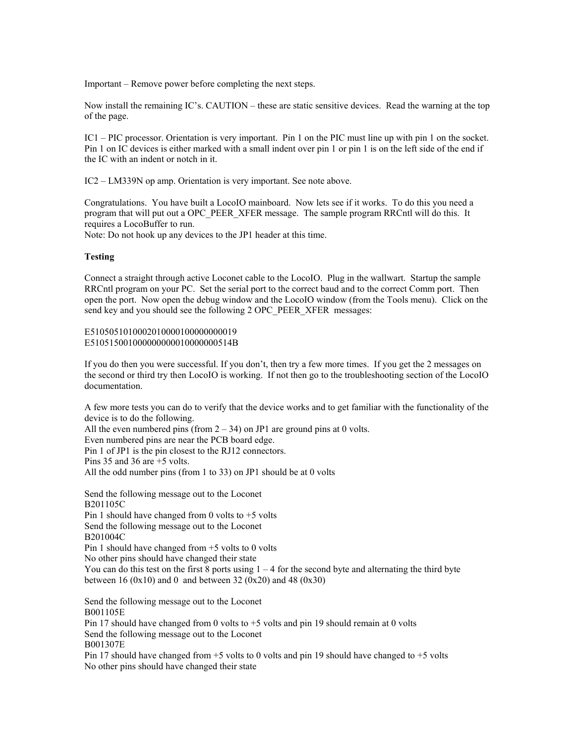Important – Remove power before completing the next steps.

Now install the remaining IC's. CAUTION – these are static sensitive devices. Read the warning at the top of the page.

IC1 – PIC processor. Orientation is very important. Pin 1 on the PIC must line up with pin 1 on the socket. Pin 1 on IC devices is either marked with a small indent over pin 1 or pin 1 is on the left side of the end if the IC with an indent or notch in it.

IC2 – LM339N op amp. Orientation is very important. See note above.

Congratulations. You have built a LocoIO mainboard. Now lets see if it works. To do this you need a program that will put out a OPC_PEER_XFER message. The sample program RRCntl will do this. It requires a LocoBuffer to run.
Note: Do not hook up any devices to the JP1 header at this time.

**Testing**

Connect a straight through active Loconet cable to the LocoIO. Plug in the wallwart. Startup the sample RRCntl program on your PC. Set the serial port to the correct baud and to the correct Comm port. Then open the port. Now open the debug window and the LocoIO window (from the Tools menu). Click on the send key and you should see the following 2 OPC_PEER_XFER messages:

E5105051010002010000100000000019
E510515001000000000010000000514B

If you do then you were successful. If you don't, then try a few more times. If you get the 2 messages on the second or third try then LocoIO is working. If not then go to the troubleshooting section of the LocoIO documentation.

A few more tests you can do to verify that the device works and to get familiar with the functionality of the device is to do the following.
All the even numbered pins (from 2 – 34) on JP1 are ground pins at 0 volts.
Even numbered pins are near the PCB board edge.
Pin 1 of JP1 is the pin closest to the RJ12 connectors.
Pins 35 and 36 are +5 volts.
All the odd number pins (from 1 to 33) on JP1 should be at 0 volts

Send the following message out to the Loconet
B201105C
Pin 1 should have changed from 0 volts to +5 volts
Send the following message out to the Loconet
B201004C
Pin 1 should have changed from +5 volts to 0 volts
No other pins should have changed their state
You can do this test on the first 8 ports using 1 – 4 for the second byte and alternating the third byte between 16 (0x10) and 0 and between 32 (0x20) and 48 (0x30)

Send the following message out to the Loconet
B001105E
Pin 17 should have changed from 0 volts to +5 volts and pin 19 should remain at 0 volts
Send the following message out to the Loconet
B001307E
Pin 17 should have changed from +5 volts to 0 volts and pin 19 should have changed to +5 volts
No other pins should have changed their state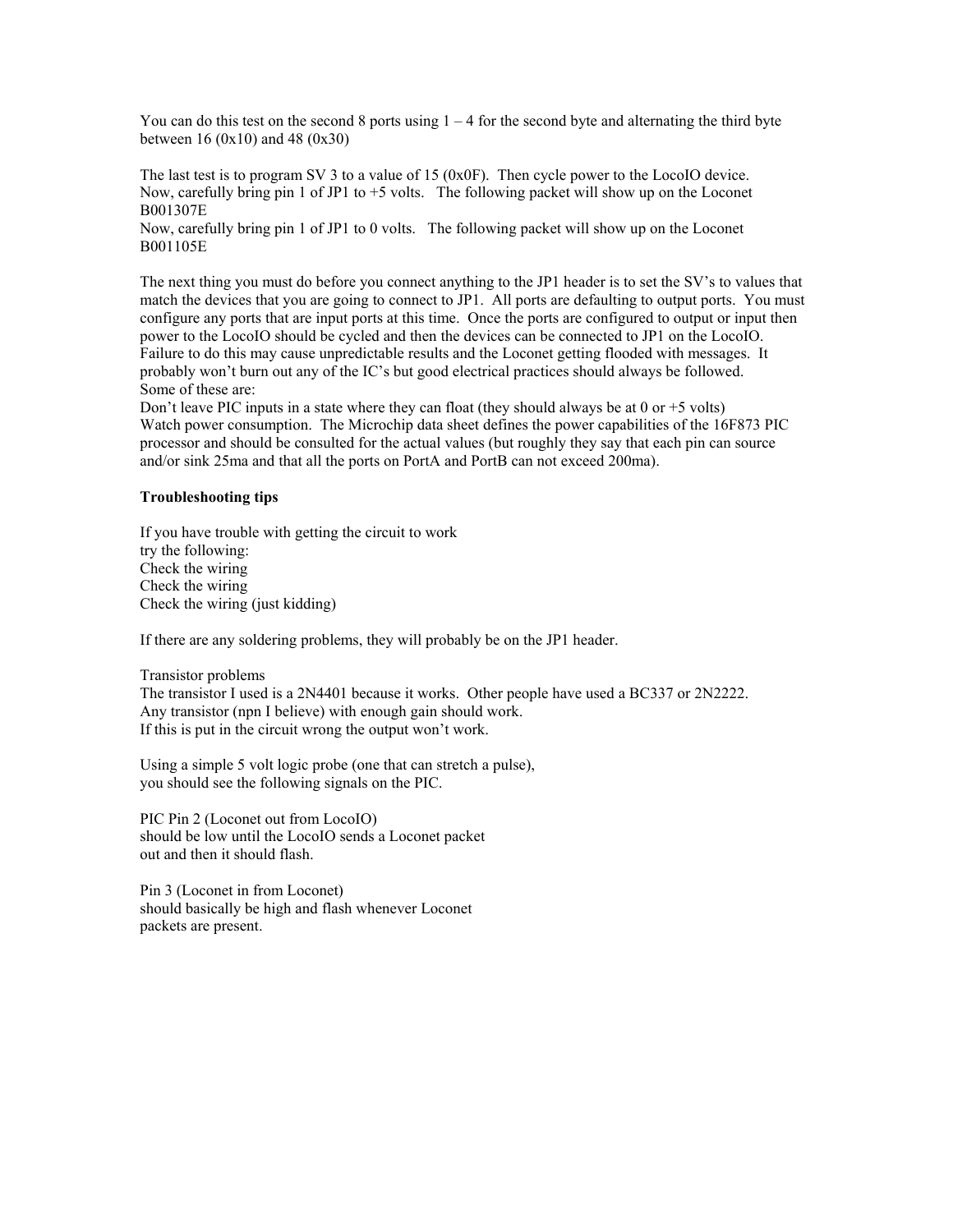You can do this test on the second 8 ports using 1 – 4 for the second byte and alternating the third byte between 16 (0x10) and 48 (0x30)

The last test is to program SV 3 to a value of 15 (0x0F). Then cycle power to the LocoIO device. Now, carefully bring pin 1 of JP1 to +5 volts. The following packet will show up on the Loconet B001307E
Now, carefully bring pin 1 of JP1 to 0 volts. The following packet will show up on the Loconet B001105E

The next thing you must do before you connect anything to the JP1 header is to set the SV's to values that match the devices that you are going to connect to JP1. All ports are defaulting to output ports. You must configure any ports that are input ports at this time. Once the ports are configured to output or input then power to the LocoIO should be cycled and then the devices can be connected to JP1 on the LocoIO. Failure to do this may cause unpredictable results and the Loconet getting flooded with messages. It probably won't burn out any of the IC's but good electrical practices should always be followed.
Some of these are:
Don't leave PIC inputs in a state where they can float (they should always be at 0 or +5 volts)
Watch power consumption. The Microchip data sheet defines the power capabilities of the 16F873 PIC processor and should be consulted for the actual values (but roughly they say that each pin can source and/or sink 25ma and that all the ports on PortA and PortB can not exceed 200ma).

**Troubleshooting tips**

If you have trouble with getting the circuit to work
try the following:
Check the wiring
Check the wiring
Check the wiring (just kidding)

If there are any soldering problems, they will probably be on the JP1 header.

Transistor problems
The transistor I used is a 2N4401 because it works. Other people have used a BC337 or 2N2222.
Any transistor (npn I believe) with enough gain should work.
If this is put in the circuit wrong the output won't work.

Using a simple 5 volt logic probe (one that can stretch a pulse),
you should see the following signals on the PIC.

PIC Pin 2 (Loconet out from LocoIO)
should be low until the LocoIO sends a Loconet packet
out and then it should flash.

Pin 3 (Loconet in from Loconet)
should basically be high and flash whenever Loconet
packets are present.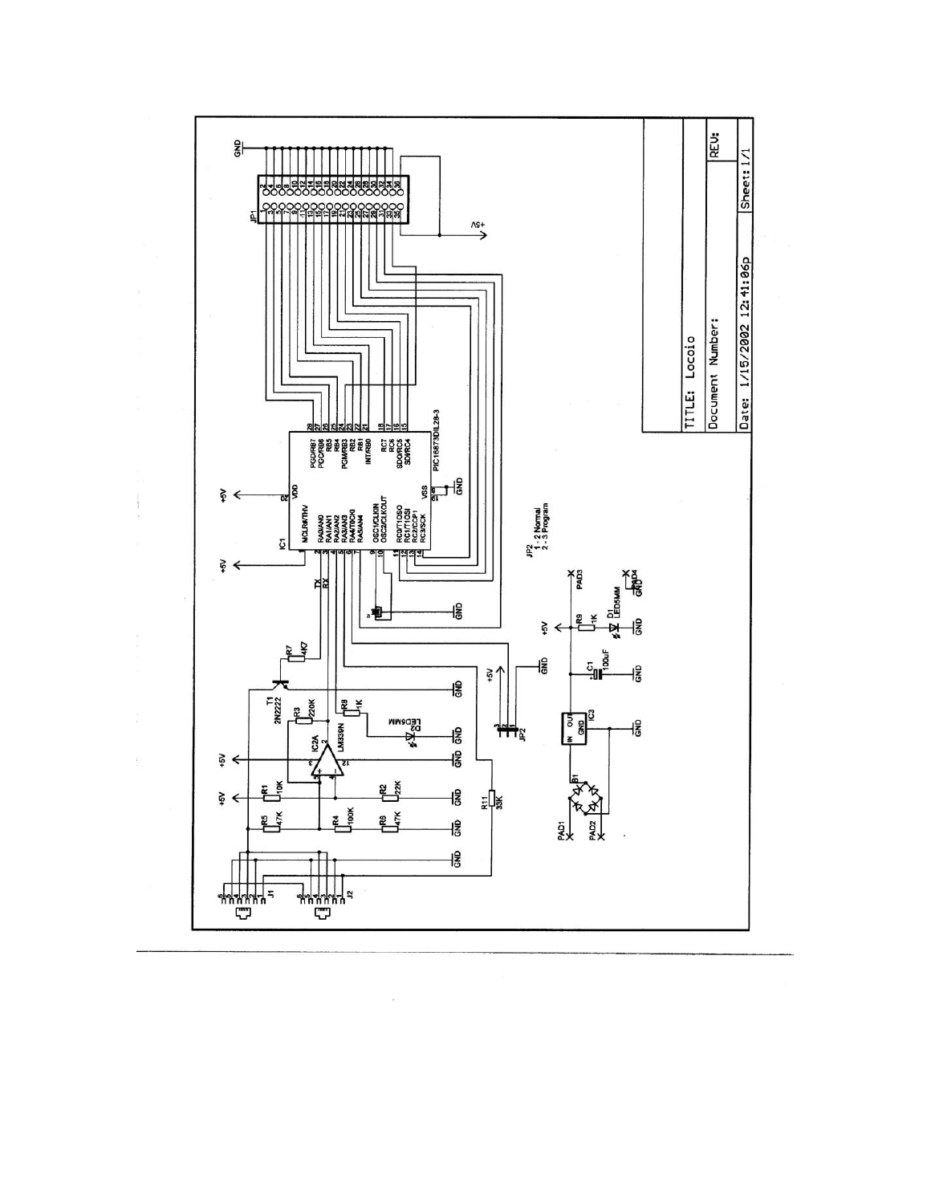TITLE: Locoio

Document Number:

REV:

Date: 1/15/2002 12:41:06p

Sheet: 1/1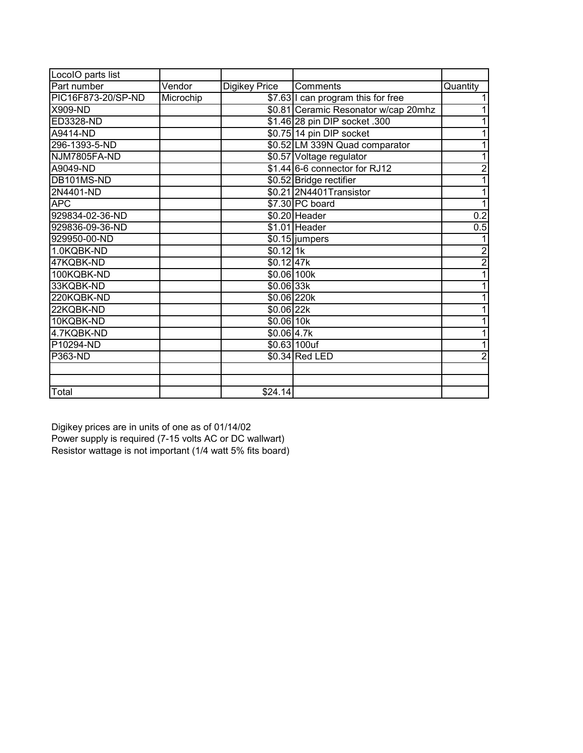| LocoIO parts list | | | | |
| --- | --- | --- | --- | --- |
| Part number | Vendor | Digikey Price | Comments | Quantity |
| PIC16F873-20/SP-ND | Microchip | $7.63 | I can program this for free | 1 |
| X909-ND | | $0.81 | Ceramic Resonator w/cap 20mhz | 1 |
| ED3328-ND | | $1.46 | 28 pin DIP socket .300 | 1 |
| A9414-ND | | $0.75 | 14 pin DIP socket | 1 |
| 296-1393-5-ND | | $0.52 | LM 339N Quad comparator | 1 |
| NJM7805FA-ND | | $0.57 | Voltage regulator | 1 |
| A9049-ND | | $1.44 | 6-6 connector for RJ12 | 2 |
| DB101MS-ND | | $0.52 | Bridge rectifier | 1 |
| 2N4401-ND | | $0.21 | 2N4401Transistor | 1 |
| APC | | $7.30 | PC board | 1 |
| 929834-02-36-ND | | $0.20 | Header | 0.2 |
| 929836-09-36-ND | | $1.01 | Header | 0.5 |
| 929950-00-ND | | $0.15 | jumpers | 1 |
| 1.0KQBK-ND | | $0.12 | 1k | 2 |
| 47KQBK-ND | | $0.12 | 47k | 2 |
| 100KQBK-ND | | $0.06 | 100k | 1 |
| 33KQBK-ND | | $0.06 | 33k | 1 |
| 220KQBK-ND | | $0.06 | 220k | 1 |
| 22KQBK-ND | | $0.06 | 22k | 1 |
| 10KQBK-ND | | $0.06 | 10k | 1 |
| 4.7KQBK-ND | | $0.06 | 4.7k | 1 |
| P10294-ND | | $0.63 | 100uf | 1 |
| P363-ND | | $0.34 | Red LED | 2 |
| | | | | |
| | | | | |
| Total | | $24.14 | | |

Digikey prices are in units of one as of 01/14/02
Power supply is required (7-15 volts AC or DC wallwart)
Resistor wattage is not important (1/4 watt 5% fits board)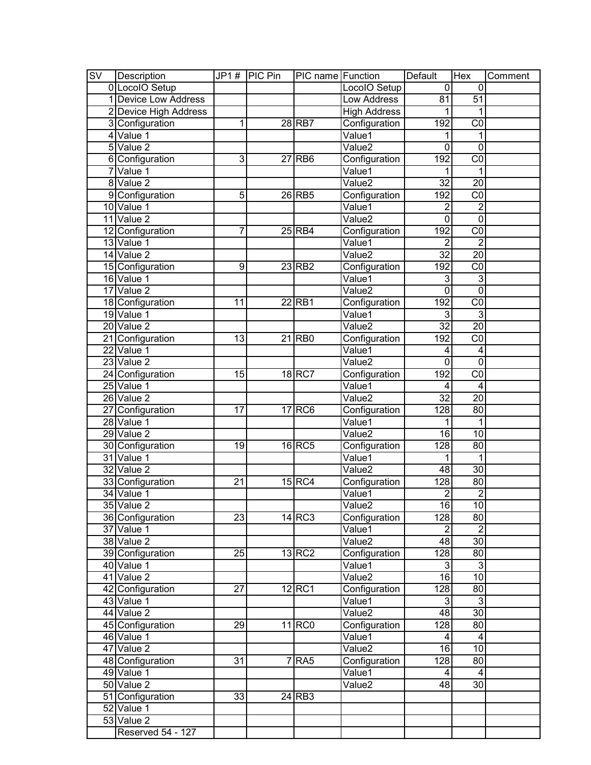| SV | Description | JP1 # | PIC Pin | PIC name | Function | Default | Hex | Comment |
|---|---|---|---|---|---|---|---|---|
| 0 | LocoIO Setup | | | | LocoIO Setup | 0 | 0 | |
| 1 | Device Low Address | | | | Low Address | 81 | 51 | |
| 2 | Device High Address | | | | High Address | 1 | 1 | |
| 3 | Configuration | 1 | 28 | RB7 | Configuration | 192 | C0 | |
| 4 | Value 1 | | | | Value1 | 1 | 1 | |
| 5 | Value 2 | | | | Value2 | 0 | 0 | |
| 6 | Configuration | 3 | 27 | RB6 | Configuration | 192 | C0 | |
| 7 | Value 1 | | | | Value1 | 1 | 1 | |
| 8 | Value 2 | | | | Value2 | 32 | 20 | |
| 9 | Configuration | 5 | 26 | RB5 | Configuration | 192 | C0 | |
| 10 | Value 1 | | | | Value1 | 2 | 2 | |
| 11 | Value 2 | | | | Value2 | 0 | 0 | |
| 12 | Configuration | 7 | 25 | RB4 | Configuration | 192 | C0 | |
| 13 | Value 1 | | | | Value1 | 2 | 2 | |
| 14 | Value 2 | | | | Value2 | 32 | 20 | |
| 15 | Configuration | 9 | 23 | RB2 | Configuration | 192 | C0 | |
| 16 | Value 1 | | | | Value1 | 3 | 3 | |
| 17 | Value 2 | | | | Value2 | 0 | 0 | |
| 18 | Configuration | 11 | 22 | RB1 | Configuration | 192 | C0 | |
| 19 | Value 1 | | | | Value1 | 3 | 3 | |
| 20 | Value 2 | | | | Value2 | 32 | 20 | |
| 21 | Configuration | 13 | 21 | RB0 | Configuration | 192 | C0 | |
| 22 | Value 1 | | | | Value1 | 4 | 4 | |
| 23 | Value 2 | | | | Value2 | 0 | 0 | |
| 24 | Configuration | 15 | 18 | RC7 | Configuration | 192 | C0 | |
| 25 | Value 1 | | | | Value1 | 4 | 4 | |
| 26 | Value 2 | | | | Value2 | 32 | 20 | |
| 27 | Configuration | 17 | 17 | RC6 | Configuration | 128 | 80 | |
| 28 | Value 1 | | | | Value1 | 1 | 1 | |
| 29 | Value 2 | | | | Value2 | 16 | 10 | |
| 30 | Configuration | 19 | 16 | RC5 | Configuration | 128 | 80 | |
| 31 | Value 1 | | | | Value1 | 1 | 1 | |
| 32 | Value 2 | | | | Value2 | 48 | 30 | |
| 33 | Configuration | 21 | 15 | RC4 | Configuration | 128 | 80 | |
| 34 | Value 1 | | | | Value1 | 2 | 2 | |
| 35 | Value 2 | | | | Value2 | 16 | 10 | |
| 36 | Configuration | 23 | 14 | RC3 | Configuration | 128 | 80 | |
| 37 | Value 1 | | | | Value1 | 2 | 2 | |
| 38 | Value 2 | | | | Value2 | 48 | 30 | |
| 39 | Configuration | 25 | 13 | RC2 | Configuration | 128 | 80 | |
| 40 | Value 1 | | | | Value1 | 3 | 3 | |
| 41 | Value 2 | | | | Value2 | 16 | 10 | |
| 42 | Configuration | 27 | 12 | RC1 | Configuration | 128 | 80 | |
| 43 | Value 1 | | | | Value1 | 3 | 3 | |
| 44 | Value 2 | | | | Value2 | 48 | 30 | |
| 45 | Configuration | 29 | 11 | RC0 | Configuration | 128 | 80 | |
| 46 | Value 1 | | | | Value1 | 4 | 4 | |
| 47 | Value 2 | | | | Value2 | 16 | 10 | |
| 48 | Configuration | 31 | 7 | RA5 | Configuration | 128 | 80 | |
| 49 | Value 1 | | | | Value1 | 4 | 4 | |
| 50 | Value 2 | | | | Value2 | 48 | 30 | |
| 51 | Configuration | 33 | 24 | RB3 | | | | |
| 52 | Value 1 | | | | | | | |
| 53 | Value 2 | | | | | | | |
| | Reserved 54 - 127 | | | | | | | |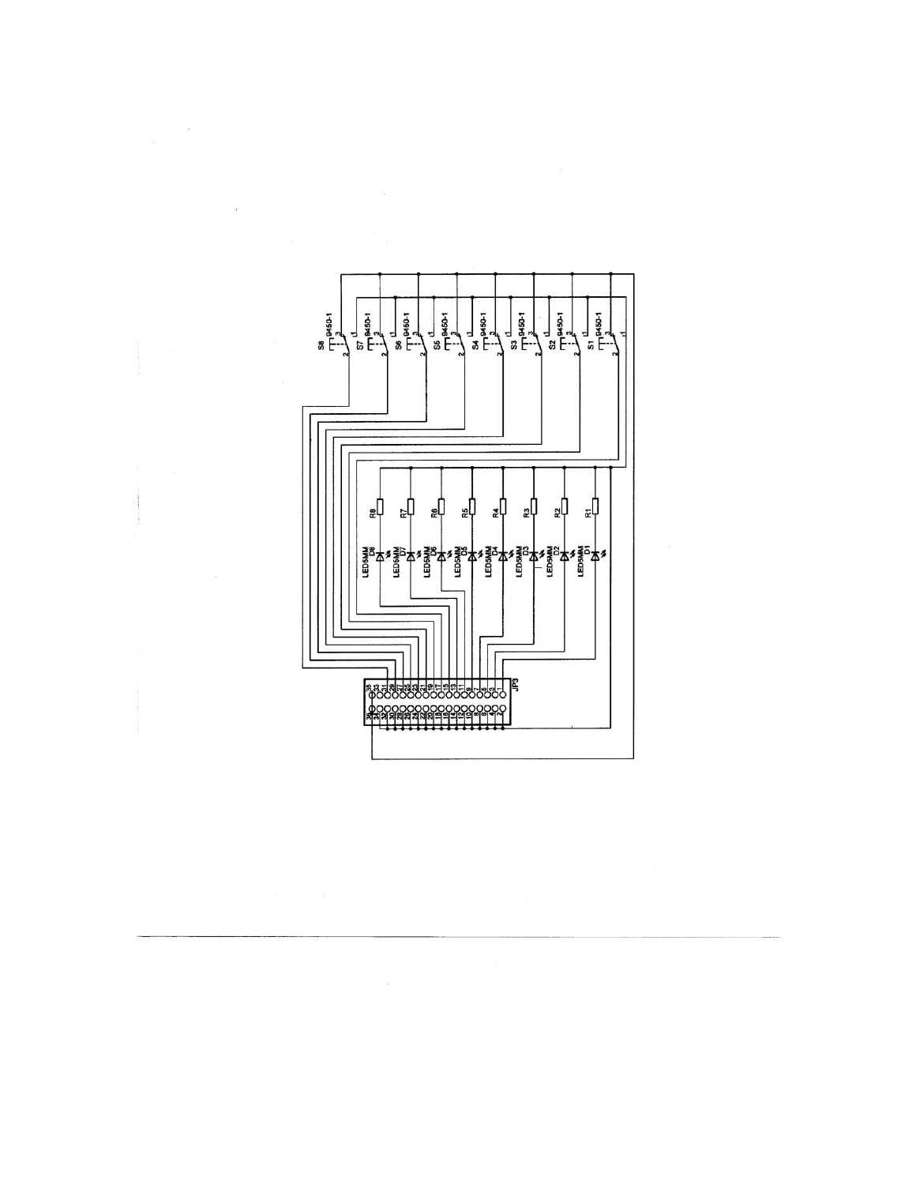S8 9450-1
S7 9450-1
S6 9450-1
S5 9450-1
S4 9450-1
S3 9450-1
S2 9450-1
S1 9450-1

R8
R7
R6
R5
R4
R3
R2
R1

LED5MM D8
LED5MM D7
LED5MM D6
LED5MM D5
LED5MM D4
LED5MM D3
LED5MM D2
LED5MM D1

JP3